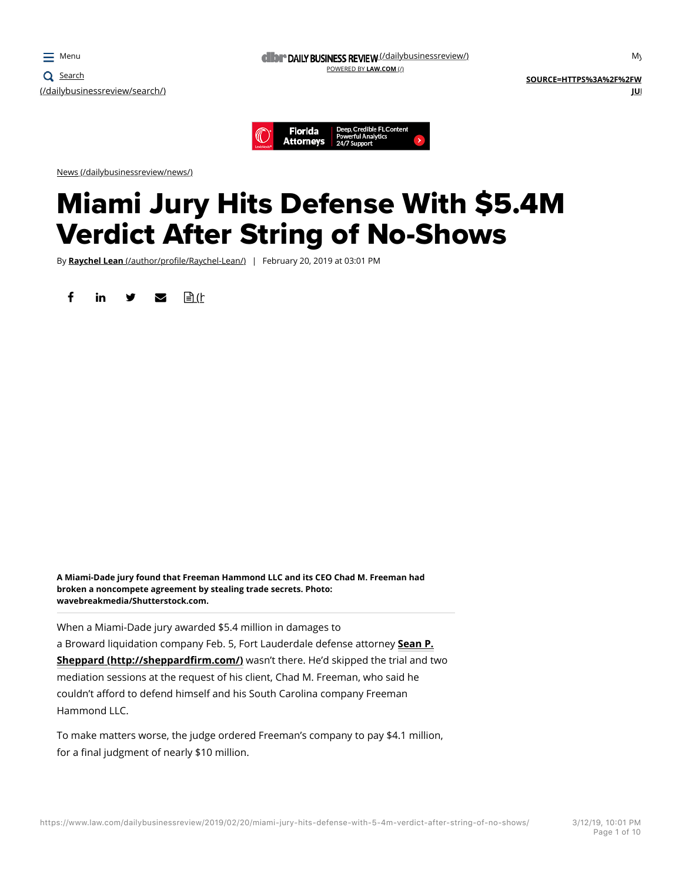News (/dailybusinessreview/news/)

# Miami Jury Hits Defense With $5.4M Verdict After String of No-Shows

By **Raychel Lean** (/author/profile/Raychel-Lean/) | February 20, 2019 at 03:01 PM

**A Miami-Dade jury found that Freeman Hammond LLC and its CEO Chad M. Freeman had broken a noncompete agreement by stealing trade secrets. Photo: wavebreakmedia/Shutterstock.com.**

When a Miami-Dade jury awarded $5.4 million in damages to a Broward liquidation company Feb. 5, Fort Lauderdale defense attorney **Sean P. Sheppard (http://sheppardfirm.com/)** wasn't there. He'd skipped the trial and two mediation sessions at the request of his client, Chad M. Freeman, who said he couldn't afford to defend himself and his South Carolina company Freeman Hammond LLC.

To make matters worse, the judge ordered Freeman's company to pay $4.1 million, for a final judgment of nearly $10 million.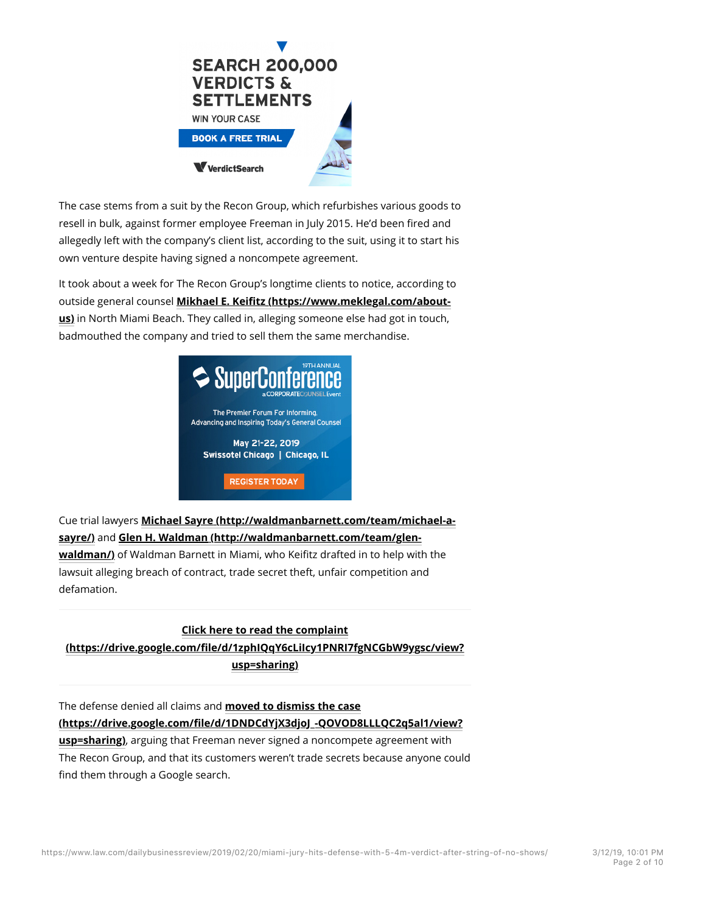The case stems from a suit by the Recon Group, which refurbishes various goods to resell in bulk, against former employee Freeman in July 2015. He'd been fired and allegedly left with the company's client list, according to the suit, using it to start his own venture despite having signed a noncompete agreement.

It took about a week for The Recon Group's longtime clients to notice, according to outside general counsel **Mikhael E. Keifitz (https://www.meklegal.com/about-us)** in North Miami Beach. They called in, alleging someone else had got in touch, badmouthed the company and tried to sell them the same merchandise.

Cue trial lawyers **Michael Sayre (http://waldmanbarnett.com/team/michael-a-sayre/)** and **Glen H. Waldman (http://waldmanbarnett.com/team/glen-waldman/)** of Waldman Barnett in Miami, who Keifitz drafted in to help with the lawsuit alleging breach of contract, trade secret theft, unfair competition and defamation.

**Click here to read the complaint (https://drive.google.com/file/d/1zphIQqY6cLiIcy1PNRI7fgNCGbW9ygsc/view?usp=sharing)**

The defense denied all claims and **moved to dismiss the case (https://drive.google.com/file/d/1DNDCdYjX3djoJ_-QOVOD8LLLQC2q5al1/view?usp=sharing)**, arguing that Freeman never signed a noncompete agreement with The Recon Group, and that its customers weren't trade secrets because anyone could find them through a Google search.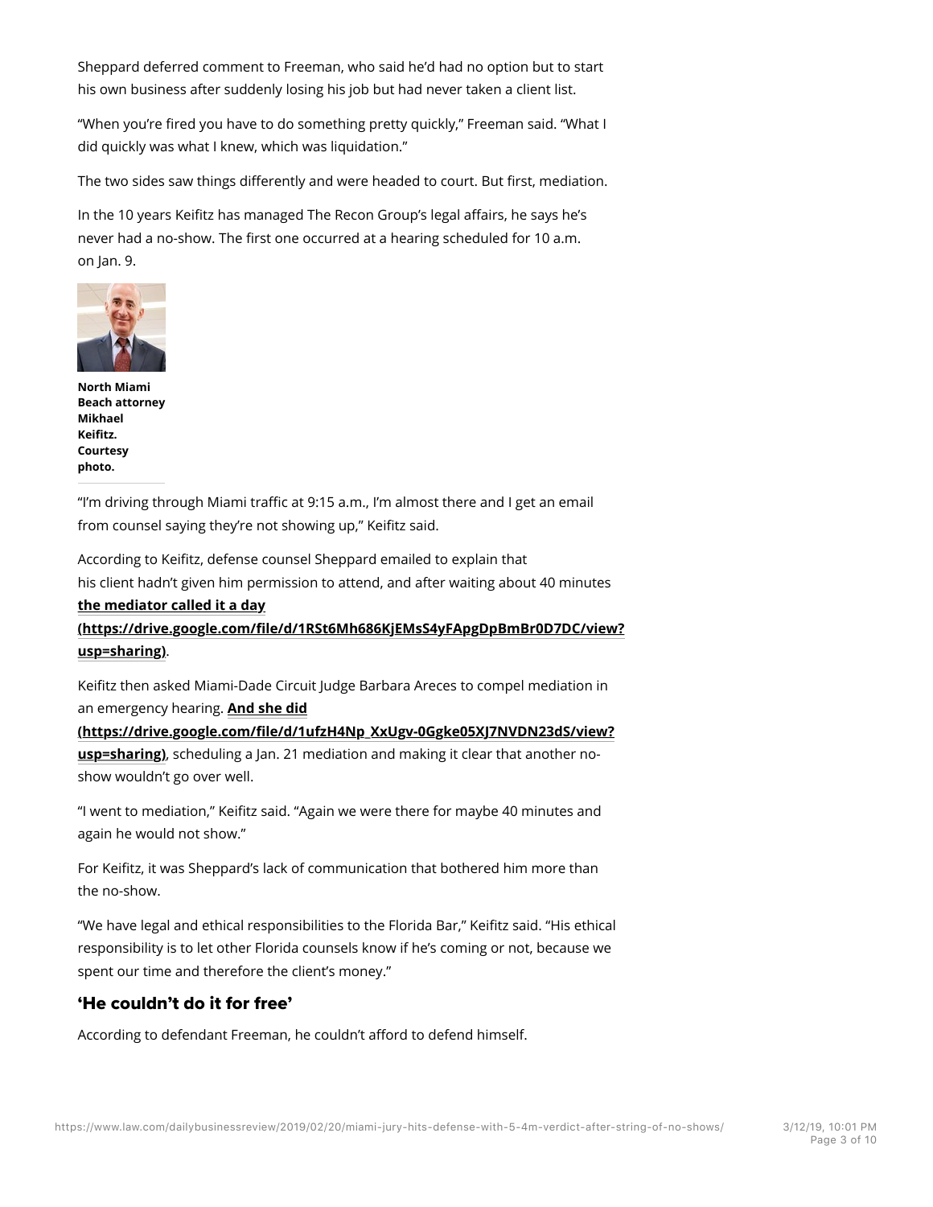Sheppard deferred comment to Freeman, who said he'd had no option but to start his own business after suddenly losing his job but had never taken a client list.

"When you're fired you have to do something pretty quickly," Freeman said. "What I did quickly was what I knew, which was liquidation."

The two sides saw things differently and were headed to court. But first, mediation.

In the 10 years Keifitz has managed The Recon Group's legal affairs, he says he's never had a no-show. The first one occurred at a hearing scheduled for 10 a.m. on Jan. 9.

**North Miami Beach attorney Mikhael Keifitz. Courtesy photo.**

"I'm driving through Miami traffic at 9:15 a.m., I'm almost there and I get an email from counsel saying they're not showing up," Keifitz said.

According to Keifitz, defense counsel Sheppard emailed to explain that his client hadn't given him permission to attend, and after waiting about 40 minutes **the mediator called it a day (https://drive.google.com/file/d/1RSt6Mh686KjEMsS4yFApgDpBmBr0D7DC/view?usp=sharing)**.

Keifitz then asked Miami-Dade Circuit Judge Barbara Areces to compel mediation in an emergency hearing. **And she did (https://drive.google.com/file/d/1ufzH4Np_XxUgv-0Ggke05XJ7NVDN23dS/view?usp=sharing)**, scheduling a Jan. 21 mediation and making it clear that another no-show wouldn't go over well.

"I went to mediation," Keifitz said. "Again we were there for maybe 40 minutes and again he would not show."

For Keifitz, it was Sheppard's lack of communication that bothered him more than the no-show.

"We have legal and ethical responsibilities to the Florida Bar," Keifitz said. "His ethical responsibility is to let other Florida counsels know if he's coming or not, because we spent our time and therefore the client's money."

## 'He couldn't do it for free'

According to defendant Freeman, he couldn't afford to defend himself.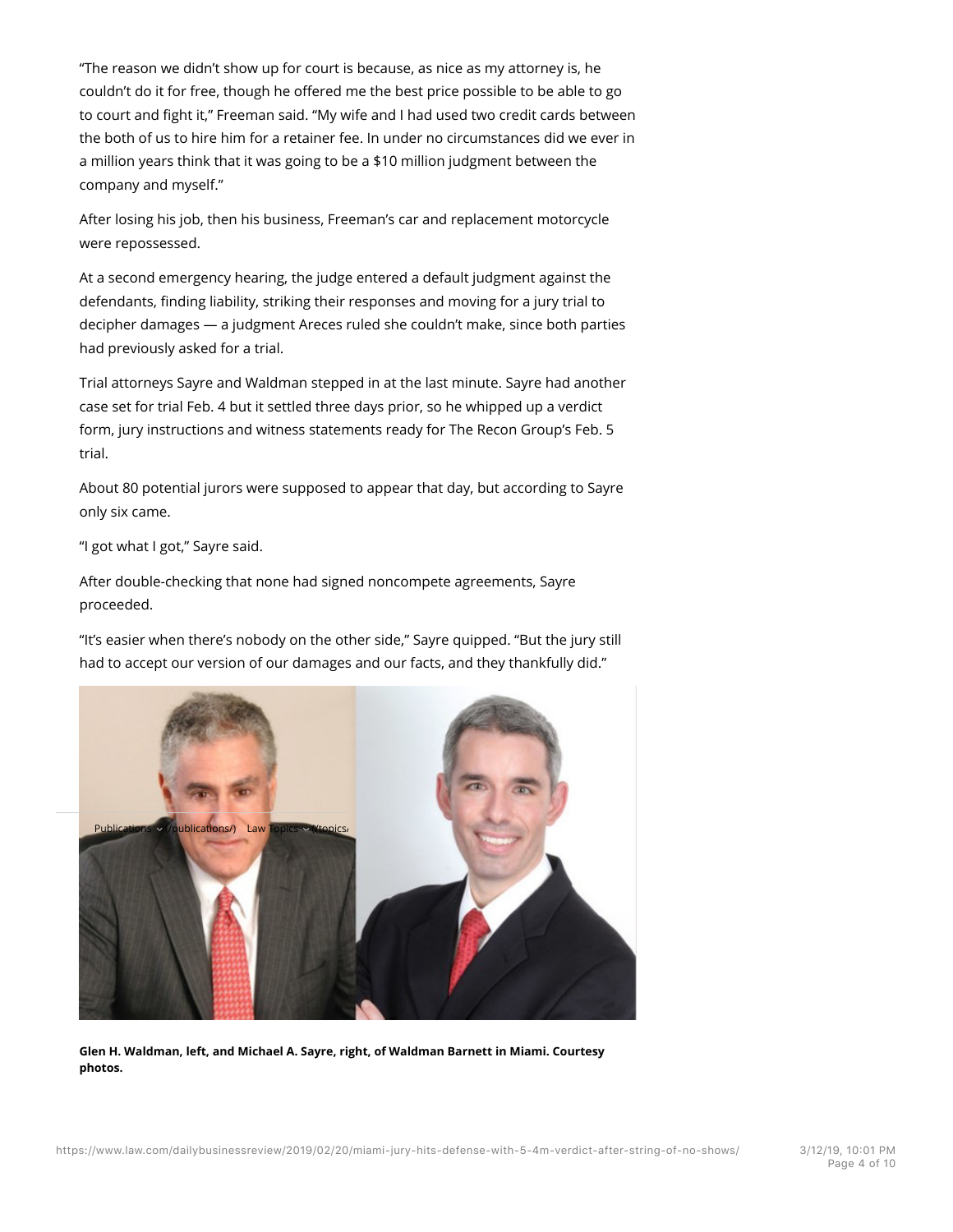"The reason we didn't show up for court is because, as nice as my attorney is, he couldn't do it for free, though he offered me the best price possible to be able to go to court and fight it," Freeman said. "My wife and I had used two credit cards between the both of us to hire him for a retainer fee. In under no circumstances did we ever in a million years think that it was going to be a $10 million judgment between the company and myself."

After losing his job, then his business, Freeman's car and replacement motorcycle were repossessed.

At a second emergency hearing, the judge entered a default judgment against the defendants, finding liability, striking their responses and moving for a jury trial to decipher damages — a judgment Areces ruled she couldn't make, since both parties had previously asked for a trial.

Trial attorneys Sayre and Waldman stepped in at the last minute. Sayre had another case set for trial Feb. 4 but it settled three days prior, so he whipped up a verdict form, jury instructions and witness statements ready for The Recon Group's Feb. 5 trial.

About 80 potential jurors were supposed to appear that day, but according to Sayre only six came.

"I got what I got," Sayre said.

After double-checking that none had signed noncompete agreements, Sayre proceeded.

"It's easier when there's nobody on the other side," Sayre quipped. "But the jury still had to accept our version of our damages and our facts, and they thankfully did."

**Glen H. Waldman, left, and Michael A. Sayre, right, of Waldman Barnett in Miami. Courtesy photos.**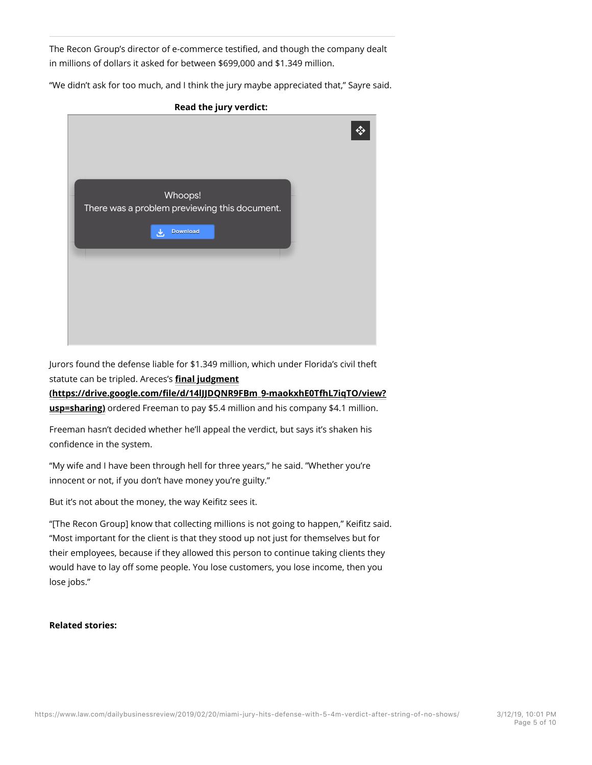The Recon Group's director of e-commerce testified, and though the company dealt in millions of dollars it asked for between $699,000 and $1.349 million.

"We didn't ask for too much, and I think the jury maybe appreciated that," Sayre said.

**Read the jury verdict:**

Whoops!
There was a problem previewing this document.

Download

Jurors found the defense liable for $1.349 million, which under Florida's civil theft statute can be tripled. Areces's **final judgment (https://drive.google.com/file/d/14lJJDQNR9FBm_9-maokxhE0TfhL7iqTO/view?usp=sharing)** ordered Freeman to pay $5.4 million and his company $4.1 million.

Freeman hasn't decided whether he'll appeal the verdict, but says it's shaken his confidence in the system.

"My wife and I have been through hell for three years," he said. "Whether you're innocent or not, if you don't have money you're guilty."

But it's not about the money, the way Keifitz sees it.

"[The Recon Group] know that collecting millions is not going to happen," Keifitz said. "Most important for the client is that they stood up not just for themselves but for their employees, because if they allowed this person to continue taking clients they would have to lay off some people. You lose customers, you lose income, then you lose jobs."

**Related stories:**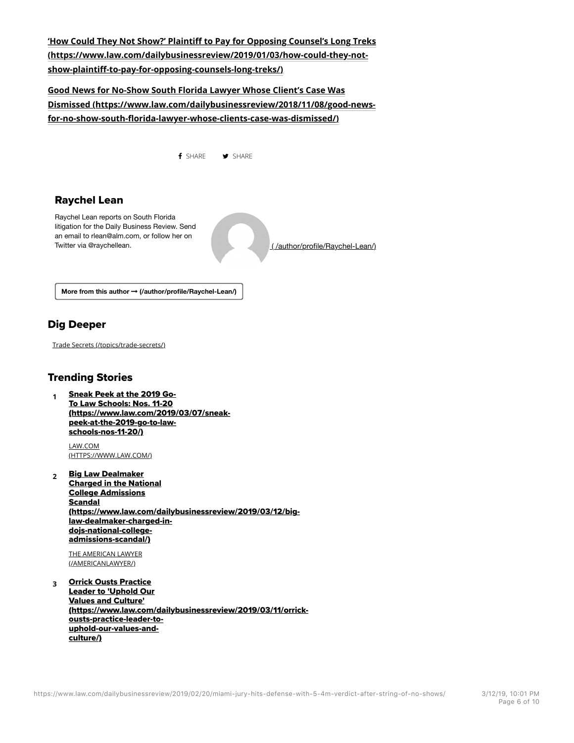**'How Could They Not Show?' Plaintiff to Pay for Opposing Counsel's Long Treks (https://www.law.com/dailybusinessreview/2019/01/03/how-could-they-not-show-plaintiff-to-pay-for-opposing-counsels-long-treks/)**

**Good News for No-Show South Florida Lawyer Whose Client's Case Was Dismissed (https://www.law.com/dailybusinessreview/2018/11/08/good-news-for-no-show-south-florida-lawyer-whose-clients-case-was-dismissed/)**

SHARE SHARE

## Raychel Lean

Raychel Lean reports on South Florida litigation for the Daily Business Review. Send an email to rlean@alm.com, or follow her on Twitter via @raychellean.

( /author/profile/Raychel-Lean/)

More from this author → (/author/profile/Raychel-Lean/)

## Dig Deeper

Trade Secrets (/topics/trade-secrets/)

## Trending Stories

1. **Sneak Peek at the 2019 Go-To Law Schools: Nos. 11-20 (https://www.law.com/2019/03/07/sneak-peek-at-the-2019-go-to-law-schools-nos-11-20/)**

   LAW.COM (HTTPS://WWW.LAW.COM/)

2. **Big Law Dealmaker Charged in the National College Admissions Scandal (https://www.law.com/dailybusinessreview/2019/03/12/big-law-dealmaker-charged-in-dojs-national-college-admissions-scandal/)**

   THE AMERICAN LAWYER (/AMERICANLAWYER/)

3. **Orrick Ousts Practice Leader to 'Uphold Our Values and Culture' (https://www.law.com/dailybusinessreview/2019/03/11/orrick-ousts-practice-leader-to-uphold-our-values-and-culture/)**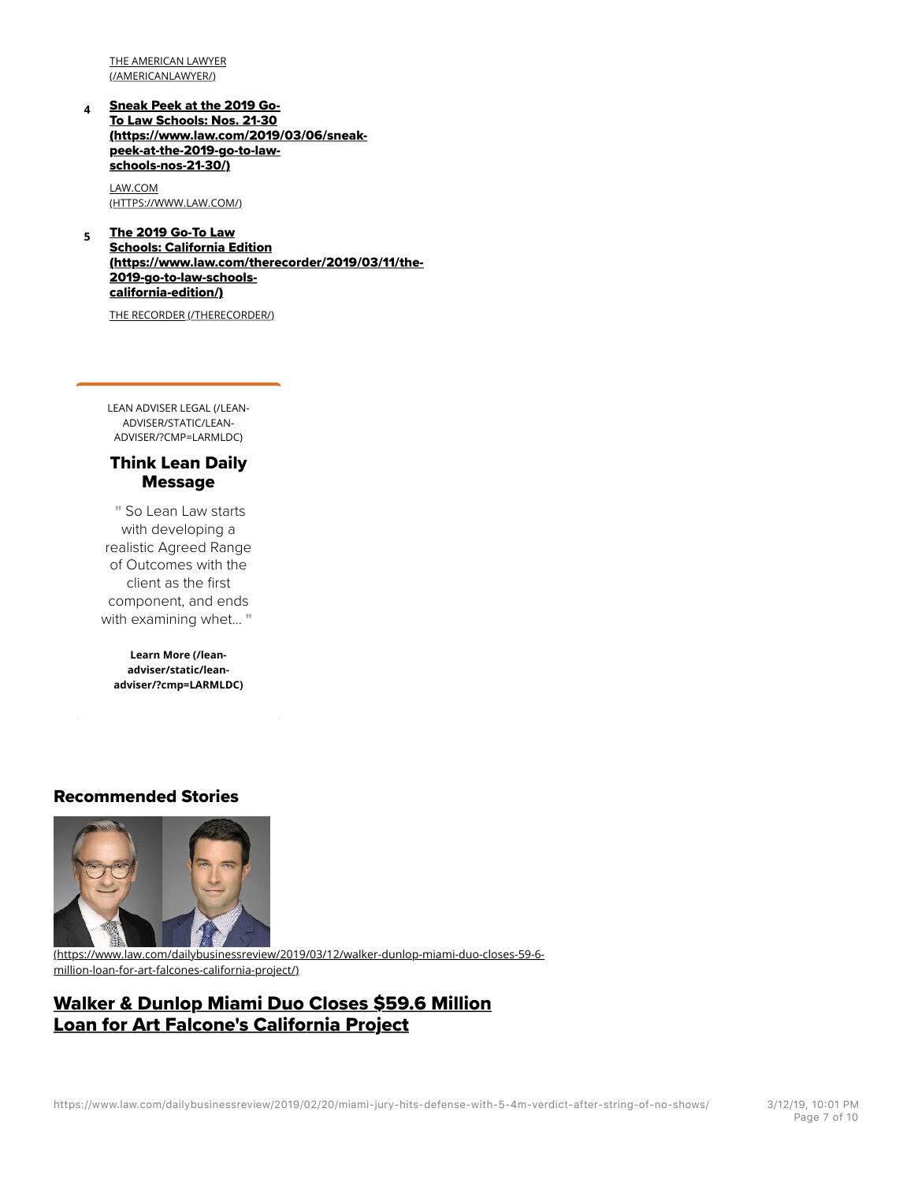THE AMERICAN LAWYER (/AMERICANLAWYER/)

4. **Sneak Peek at the 2019 Go-To Law Schools: Nos. 21-30 (https://www.law.com/2019/03/06/sneak-peek-at-the-2019-go-to-law-schools-nos-21-30/)**

   LAW.COM (HTTPS://WWW.LAW.COM/)

5. **The 2019 Go-To Law Schools: California Edition (https://www.law.com/therecorder/2019/03/11/the-2019-go-to-law-schools-california-edition/)**

   THE RECORDER (/THERECORDER/)

LEAN ADVISER LEGAL (/LEAN-ADVISER/STATIC/LEAN-ADVISER/?CMP=LARMLDC)

### Think Lean Daily Message

" So Lean Law starts with developing a realistic Agreed Range of Outcomes with the client as the first component, and ends with examining whet... "

**Learn More (/lean-adviser/static/lean-adviser/?cmp=LARMLDC)**

## Recommended Stories

(https://www.law.com/dailybusinessreview/2019/03/12/walker-dunlop-miami-duo-closes-59-6-million-loan-for-art-falcones-california-project/)

## Walker & Dunlop Miami Duo Closes $59.6 Million Loan for Art Falcone's California Project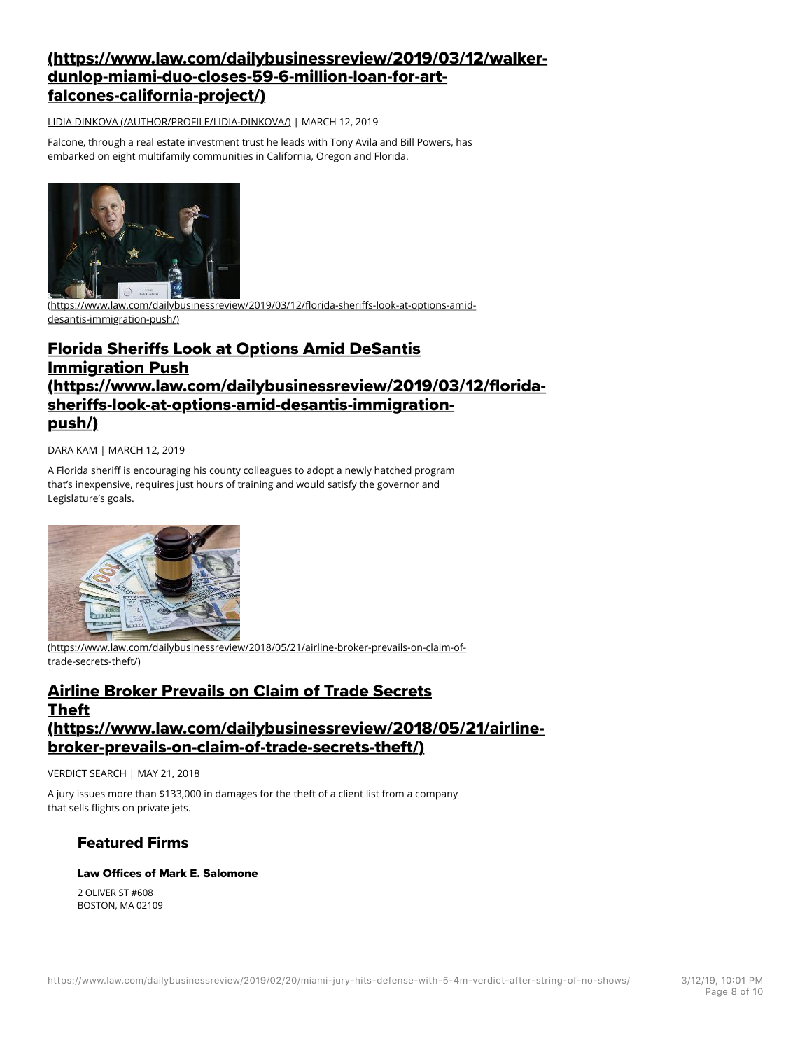## [(https://www.law.com/dailybusinessreview/2019/03/12/walker-dunlop-miami-duo-closes-59-6-million-loan-for-art-falcones-california-project/)](https://www.law.com/dailybusinessreview/2019/03/12/walker-dunlop-miami-duo-closes-59-6-million-loan-for-art-falcones-california-project/)

LIDIA DINKOVA (/AUTHOR/PROFILE/LIDIA-DINKOVA/) | MARCH 12, 2019

Falcone, through a real estate investment trust he leads with Tony Avila and Bill Powers, has embarked on eight multifamily communities in California, Oregon and Florida.

(https://www.law.com/dailybusinessreview/2019/03/12/florida-sheriffs-look-at-options-amid-desantis-immigration-push/)

## Florida Sheriffs Look at Options Amid DeSantis Immigration Push (https://www.law.com/dailybusinessreview/2019/03/12/florida-sheriffs-look-at-options-amid-desantis-immigration-push/)

DARA KAM | MARCH 12, 2019

A Florida sheriff is encouraging his county colleagues to adopt a newly hatched program that's inexpensive, requires just hours of training and would satisfy the governor and Legislature's goals.

(https://www.law.com/dailybusinessreview/2018/05/21/airline-broker-prevails-on-claim-of-trade-secrets-theft/)

## Airline Broker Prevails on Claim of Trade Secrets Theft (https://www.law.com/dailybusinessreview/2018/05/21/airline-broker-prevails-on-claim-of-trade-secrets-theft/)

VERDICT SEARCH | MAY 21, 2018

A jury issues more than $133,000 in damages for the theft of a client list from a company that sells flights on private jets.

### Featured Firms

#### Law Offices of Mark E. Salomone

2 OLIVER ST #608
BOSTON, MA 02109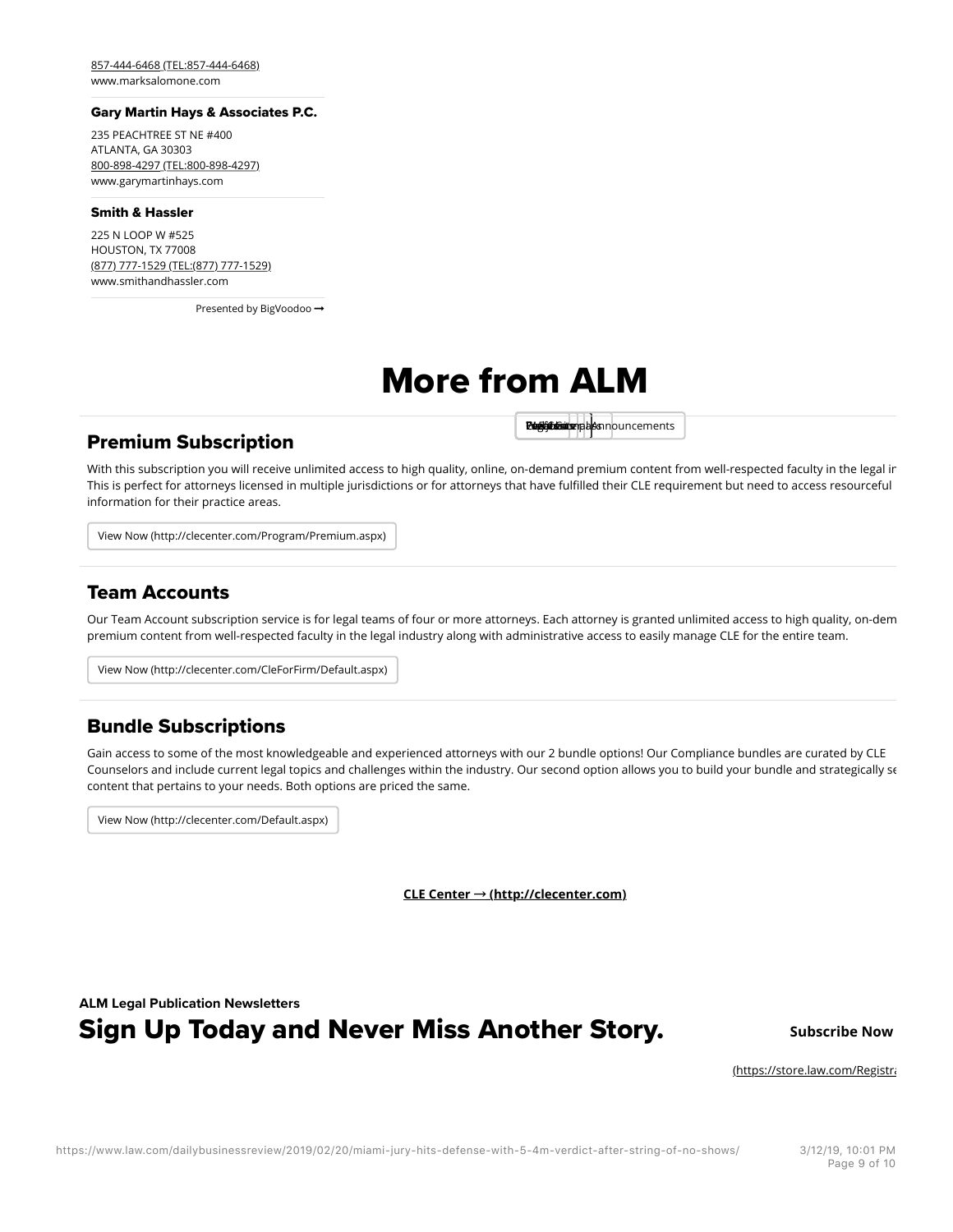857-444-6468 (TEL:857-444-6468)
www.marksalomone.com

**Gary Martin Hays & Associates P.C.**

235 PEACHTREE ST NE #400
ATLANTA, GA 30303
800-898-4297 (TEL:800-898-4297)
www.garymartinhays.com

**Smith & Hassler**

225 N LOOP W #525
HOUSTON, TX 77008
(877) 777-1529 (TEL:(877) 777-1529)
www.smithandhassler.com

Presented by BigVoodoo ⟶

# More from ALM

Announcements

## Premium Subscription

With this subscription you will receive unlimited access to high quality, online, on-demand premium content from well-respected faculty in the legal ir This is perfect for attorneys licensed in multiple jurisdictions or for attorneys that have fulfilled their CLE requirement but need to access resourceful information for their practice areas.

View Now (http://clecenter.com/Program/Premium.aspx)

## Team Accounts

Our Team Account subscription service is for legal teams of four or more attorneys. Each attorney is granted unlimited access to high quality, on-dem premium content from well-respected faculty in the legal industry along with administrative access to easily manage CLE for the entire team.

View Now (http://clecenter.com/CleForFirm/Default.aspx)

## Bundle Subscriptions

Gain access to some of the most knowledgeable and experienced attorneys with our 2 bundle options! Our Compliance bundles are curated by CLE Counselors and include current legal topics and challenges within the industry. Our second option allows you to build your bundle and strategically se content that pertains to your needs. Both options are priced the same.

View Now (http://clecenter.com/Default.aspx)

**CLE Center → (http://clecenter.com)**

**ALM Legal Publication Newsletters**

# Sign Up Today and Never Miss Another Story.

**Subscribe Now**

(https://store.law.com/Registra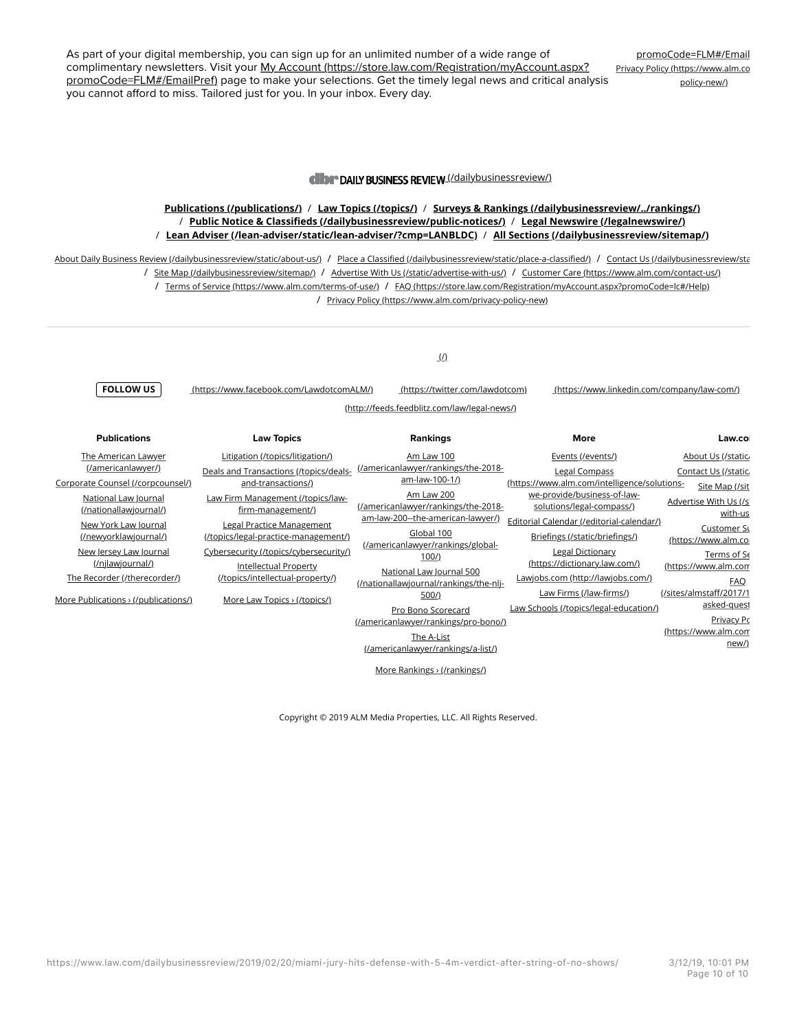As part of your digital membership, you can sign up for an unlimited number of a wide range of complimentary newsletters. Visit your My Account (https://store.law.com/Registration/myAccount.aspx?promoCode=FLM#/EmailPref) page to make your selections. Get the timely legal news and critical analysis you cannot afford to miss. Tailored just for you. In your inbox. Every day.

promoCode=FLM#/Email
Privacy Policy (https://www.alm.co
policy-new/)

DAILY BUSINESS REVIEW (/dailybusinessreview/)

**Publications (/publications/)** / **Law Topics (/topics/)** / **Surveys & Rankings (/dailybusinessreview/../rankings/)** / **Public Notice & Classifieds (/dailybusinessreview/public-notices/)** / **Legal Newswire (/legalnewswire/)** / **Lean Adviser (/lean-adviser/static/lean-adviser/?cmp=LANBLDC)** / **All Sections (/dailybusinessreview/sitemap/)**

About Daily Business Review (/dailybusinessreview/static/about-us/) / Place a Classified (/dailybusinessreview/static/place-a-classified/) / Contact Us (/dailybusinessreview/sta / Site Map (/dailybusinessreview/sitemap/) / Advertise With Us (/static/advertise-with-us/) / Customer Care (https://www.alm.com/contact-us/) / Terms of Service (https://www.alm.com/terms-of-use/) / FAQ (https://store.law.com/Registration/myAccount.aspx?promoCode=lc#/Help) / Privacy Policy (https://www.alm.com/privacy-policy-new)

(/)

FOLLOW US (https://www.facebook.com/LawdotcomALM/) (https://twitter.com/lawdotcom) (https://www.linkedin.com/company/law-com/) (http://feeds.feedblitz.com/law/legal-news/)

**Publications**

The American Lawyer (/americanlawyer/)
Corporate Counsel (/corpcounsel/)
National Law Journal (/nationallawjournal/)
New York Law Journal (/newyorklawjournal/)
New Jersey Law Journal (/njlawjournal/)
The Recorder (/therecorder/)
More Publications › (/publications/)

**Law Topics**

Litigation (/topics/litigation/)
Deals and Transactions (/topics/deals-and-transactions/)
Law Firm Management (/topics/law-firm-management/)
Legal Practice Management (/topics/legal-practice-management/)
Cybersecurity (/topics/cybersecurity/)
Intellectual Property (/topics/intellectual-property/)
More Law Topics › (/topics/)

**Rankings**

Am Law 100 (/americanlawyer/rankings/the-2018-am-law-100-1/)
Am Law 200 (/americanlawyer/rankings/the-2018-am-law-200--the-american-lawyer/)
Global 100 (/americanlawyer/rankings/global-100/)
National Law Journal 500 (/nationallawjournal/rankings/the-nlj-500/)
Pro Bono Scorecard (/americanlawyer/rankings/pro-bono/)
The A-List (/americanlawyer/rankings/a-list/)
More Rankings › (/rankings/)

**More**

Events (/events/)
Legal Compass (https://www.alm.com/intelligence/solutions-we-provide/business-of-law-solutions/legal-compass/)
Editorial Calendar (/editorial-calendar/)
Briefings (/static/briefings/)
Legal Dictionary (https://dictionary.law.com/)
Lawjobs.com (http://lawjobs.com/)
Law Firms (/law-firms/)
Law Schools (/topics/legal-education/)

**Law.co**

About Us (/static
Contact Us (/static
Site Map (/sit
Advertise With Us (/s with-us
Customer Su (https://www.alm.co
Terms of Se (https://www.alm.com
FAQ (/sites/almstaff/2017/1 asked-quest
Privacy Po (https://www.alm.com new/)

Copyright © 2019 ALM Media Properties, LLC. All Rights Reserved.